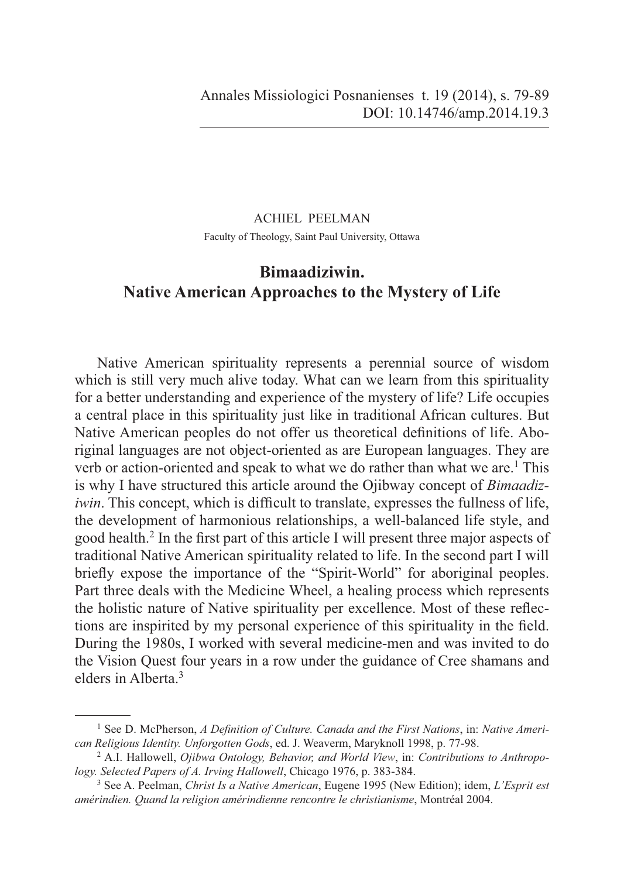ACHIEL PEELMAN

Faculty of Theology, Saint Paul University, Ottawa

# Bimaadiziwin. Native American Approaches to the Mystery of Life

Native American spirituality represents a perennial source of wisdom which is still very much alive today. What can we learn from this spirituality for a better understanding and experience of the mystery of life? Life occupies a central place in this spirituality just like in traditional African cultures. But Native American peoples do not offer us theoretical definitions of life. Aboriginal languages are not object-oriented as are European languages. They are verb or action-oriented and speak to what we do rather than what we are.[1] This is why I have structured this article around the Ojibway concept of *Bimaadiziwin*. This concept, which is difficult to translate, expresses the fullness of life, the development of harmonious relationships, a well-balanced life style, and good health.[2] In the first part of this article I will present three major aspects of traditional Native American spirituality related to life. In the second part I will briefly expose the importance of the "Spirit-World" for aboriginal peoples. Part three deals with the Medicine Wheel, a healing process which represents the holistic nature of Native spirituality per excellence. Most of these reflections are inspirited by my personal experience of this spirituality in the field. During the 1980s, I worked with several medicine-men and was invited to do the Vision Quest four years in a row under the guidance of Cree shamans and elders in Alberta.[3]

---

[1] See D. McPherson, *A Definition of Culture. Canada and the First Nations*, in: *Native American Religious Identity. Unforgotten Gods*, ed. J. Weaverm, Maryknoll 1998, p. 77-98.

[2] A.I. Hallowell, *Ojibwa Ontology, Behavior, and World View*, in: *Contributions to Anthropology. Selected Papers of A. Irving Hallowell*, Chicago 1976, p. 383-384.

[3] See A. Peelman, *Christ Is a Native American*, Eugene 1995 (New Edition); idem, *L'Esprit est amérindien. Quand la religion amérindienne rencontre le christianisme*, Montréal 2004.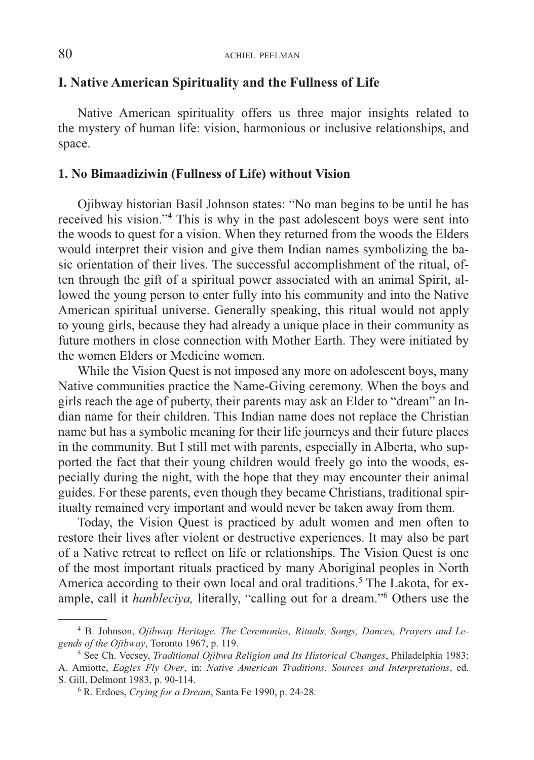## I. Native American Spirituality and the Fullness of Life

Native American spirituality offers us three major insights related to the mystery of human life: vision, harmonious or inclusive relationships, and space.

### 1. No Bimaadiziwin (Fullness of Life) without Vision

Ojibway historian Basil Johnson states: "No man begins to be until he has received his vision."[4] This is why in the past adolescent boys were sent into the woods to quest for a vision. When they returned from the woods the Elders would interpret their vision and give them Indian names symbolizing the basic orientation of their lives. The successful accomplishment of the ritual, often through the gift of a spiritual power associated with an animal Spirit, allowed the young person to enter fully into his community and into the Native American spiritual universe. Generally speaking, this ritual would not apply to young girls, because they had already a unique place in their community as future mothers in close connection with Mother Earth. They were initiated by the women Elders or Medicine women.

While the Vision Quest is not imposed any more on adolescent boys, many Native communities practice the Name-Giving ceremony. When the boys and girls reach the age of puberty, their parents may ask an Elder to "dream" an Indian name for their children. This Indian name does not replace the Christian name but has a symbolic meaning for their life journeys and their future places in the community. But I still met with parents, especially in Alberta, who supported the fact that their young children would freely go into the woods, especially during the night, with the hope that they may encounter their animal guides. For these parents, even though they became Christians, traditional spiritualty remained very important and would never be taken away from them.

Today, the Vision Quest is practiced by adult women and men often to restore their lives after violent or destructive experiences. It may also be part of a Native retreat to reflect on life or relationships. The Vision Quest is one of the most important rituals practiced by many Aboriginal peoples in North America according to their own local and oral traditions.[5] The Lakota, for example, call it *hanbleciya,* literally, "calling out for a dream."[6] Others use the

---

[4] B. Johnson, *Ojibway Heritage. The Ceremonies, Rituals, Songs, Dances, Prayers and Legends of the Ojibway*, Toronto 1967, p. 119.

[5] See Ch. Vecsey, *Traditional Ojibwa Religion and Its Historical Changes*, Philadelphia 1983; A. Amiotte, *Eagles Fly Over*, in: *Native American Traditions. Sources and Interpretations*, ed. S. Gill, Delmont 1983, p. 90-114.

[6] R. Erdoes, *Crying for a Dream*, Santa Fe 1990, p. 24-28.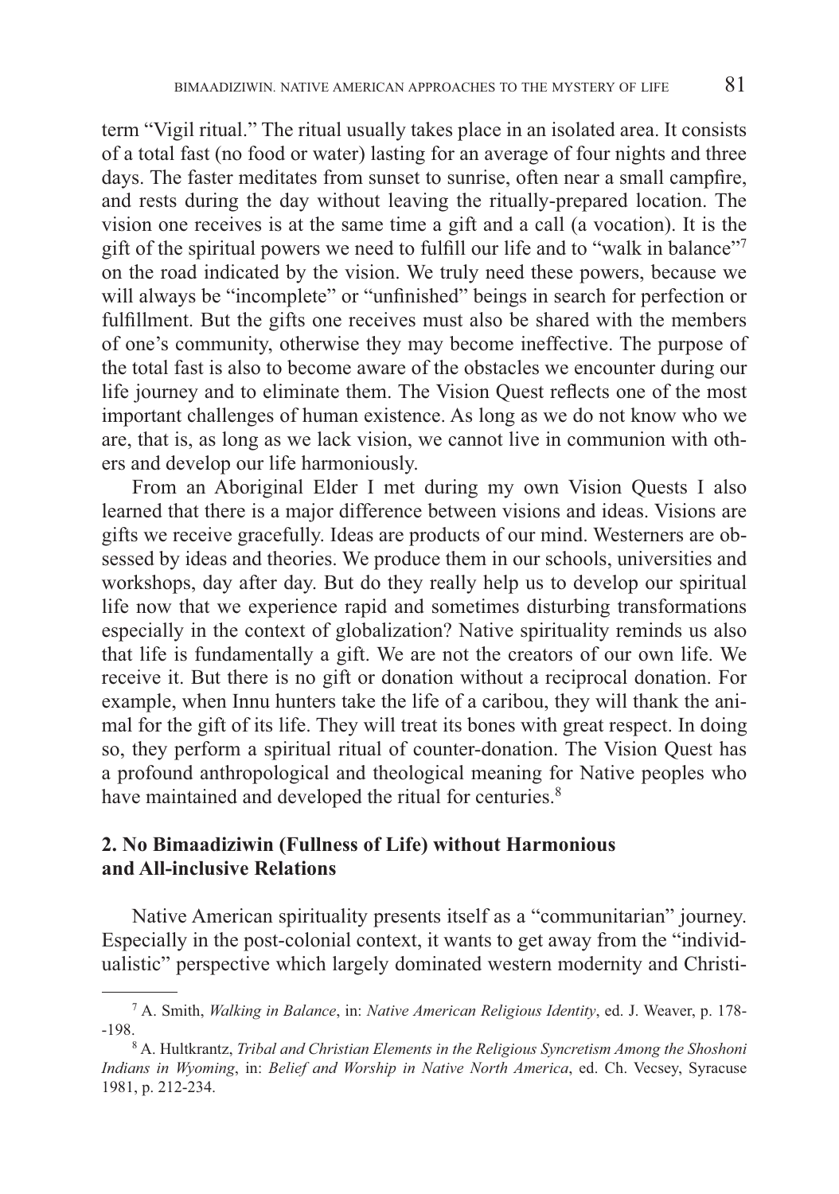term "Vigil ritual." The ritual usually takes place in an isolated area. It consists of a total fast (no food or water) lasting for an average of four nights and three days. The faster meditates from sunset to sunrise, often near a small campfire, and rests during the day without leaving the ritually-prepared location. The vision one receives is at the same time a gift and a call (a vocation). It is the gift of the spiritual powers we need to fulfill our life and to "walk in balance"[7] on the road indicated by the vision. We truly need these powers, because we will always be "incomplete" or "unfinished" beings in search for perfection or fulfillment. But the gifts one receives must also be shared with the members of one's community, otherwise they may become ineffective. The purpose of the total fast is also to become aware of the obstacles we encounter during our life journey and to eliminate them. The Vision Quest reflects one of the most important challenges of human existence. As long as we do not know who we are, that is, as long as we lack vision, we cannot live in communion with others and develop our life harmoniously.

From an Aboriginal Elder I met during my own Vision Quests I also learned that there is a major difference between visions and ideas. Visions are gifts we receive gracefully. Ideas are products of our mind. Westerners are obsessed by ideas and theories. We produce them in our schools, universities and workshops, day after day. But do they really help us to develop our spiritual life now that we experience rapid and sometimes disturbing transformations especially in the context of globalization? Native spirituality reminds us also that life is fundamentally a gift. We are not the creators of our own life. We receive it. But there is no gift or donation without a reciprocal donation. For example, when Innu hunters take the life of a caribou, they will thank the animal for the gift of its life. They will treat its bones with great respect. In doing so, they perform a spiritual ritual of counter-donation. The Vision Quest has a profound anthropological and theological meaning for Native peoples who have maintained and developed the ritual for centuries.[8]

## 2. No Bimaadiziwin (Fullness of Life) without Harmonious and All-inclusive Relations

Native American spirituality presents itself as a "communitarian" journey. Especially in the post-colonial context, it wants to get away from the "individualistic" perspective which largely dominated western modernity and Christi-

---

[7] A. Smith, *Walking in Balance*, in: *Native American Religious Identity*, ed. J. Weaver, p. 178-198.

[8] A. Hultkrantz, *Tribal and Christian Elements in the Religious Syncretism Among the Shoshoni Indians in Wyoming*, in: *Belief and Worship in Native North America*, ed. Ch. Vecsey, Syracuse 1981, p. 212-234.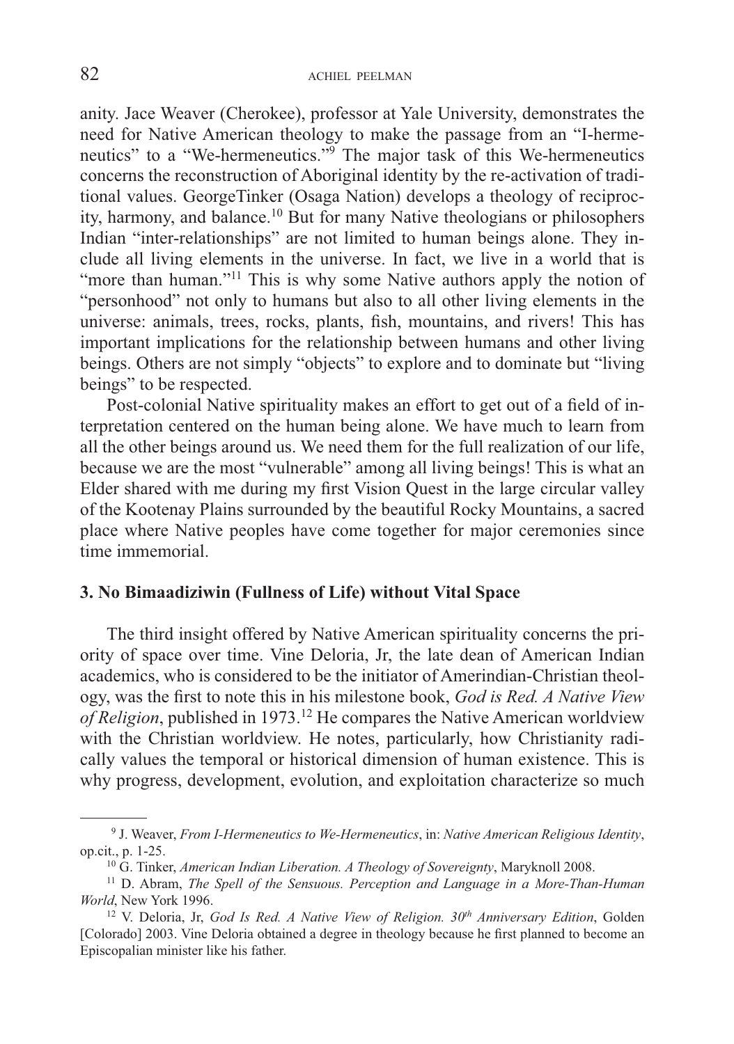anity. Jace Weaver (Cherokee), professor at Yale University, demonstrates the need for Native American theology to make the passage from an "I-hermeneutics" to a "We-hermeneutics."[9] The major task of this We-hermeneutics concerns the reconstruction of Aboriginal identity by the re-activation of traditional values. GeorgeTinker (Osaga Nation) develops a theology of reciprocity, harmony, and balance.[10] But for many Native theologians or philosophers Indian "inter-relationships" are not limited to human beings alone. They include all living elements in the universe. In fact, we live in a world that is "more than human."[11] This is why some Native authors apply the notion of "personhood" not only to humans but also to all other living elements in the universe: animals, trees, rocks, plants, fish, mountains, and rivers! This has important implications for the relationship between humans and other living beings. Others are not simply "objects" to explore and to dominate but "living beings" to be respected.

Post-colonial Native spirituality makes an effort to get out of a field of interpretation centered on the human being alone. We have much to learn from all the other beings around us. We need them for the full realization of our life, because we are the most "vulnerable" among all living beings! This is what an Elder shared with me during my first Vision Quest in the large circular valley of the Kootenay Plains surrounded by the beautiful Rocky Mountains, a sacred place where Native peoples have come together for major ceremonies since time immemorial.

### 3. No Bimaadiziwin (Fullness of Life) without Vital Space

The third insight offered by Native American spirituality concerns the priority of space over time. Vine Deloria, Jr, the late dean of American Indian academics, who is considered to be the initiator of Amerindian-Christian theology, was the first to note this in his milestone book, *God is Red. A Native View of Religion*, published in 1973.[12] He compares the Native American worldview with the Christian worldview. He notes, particularly, how Christianity radically values the temporal or historical dimension of human existence. This is why progress, development, evolution, and exploitation characterize so much

---

[9] J. Weaver, *From I-Hermeneutics to We-Hermeneutics*, in: *Native American Religious Identity*, op.cit., p. 1-25.

[10] G. Tinker, *American Indian Liberation. A Theology of Sovereignty*, Maryknoll 2008.

[11] D. Abram, *The Spell of the Sensuous. Perception and Language in a More-Than-Human World*, New York 1996.

[12] V. Deloria, Jr, *God Is Red. A Native View of Religion. 30th Anniversary Edition*, Golden [Colorado] 2003. Vine Deloria obtained a degree in theology because he first planned to become an Episcopalian minister like his father.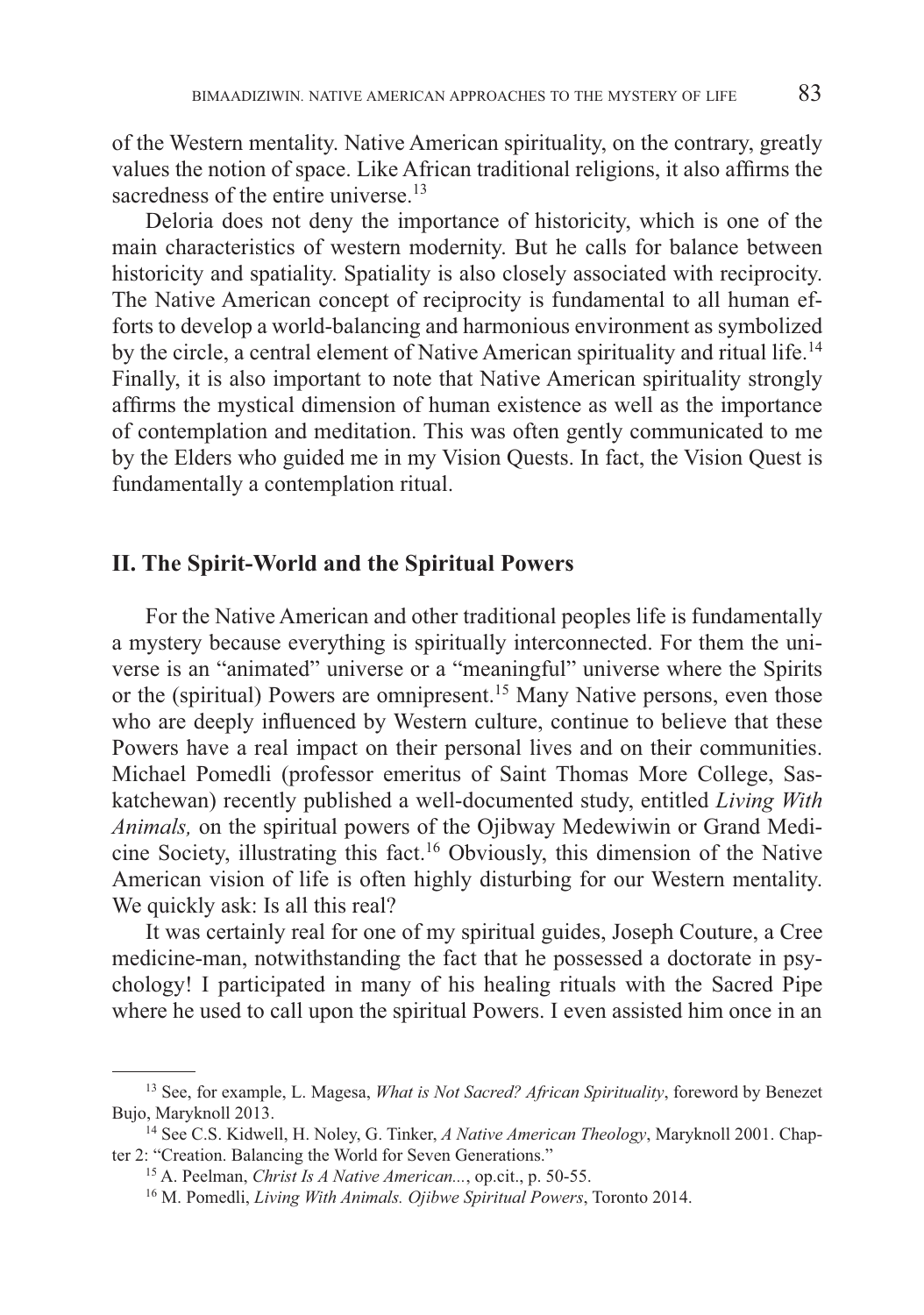of the Western mentality. Native American spirituality, on the contrary, greatly values the notion of space. Like African traditional religions, it also affirms the sacredness of the entire universe.[13]

Deloria does not deny the importance of historicity, which is one of the main characteristics of western modernity. But he calls for balance between historicity and spatiality. Spatiality is also closely associated with reciprocity. The Native American concept of reciprocity is fundamental to all human efforts to develop a world-balancing and harmonious environment as symbolized by the circle, a central element of Native American spirituality and ritual life.[14] Finally, it is also important to note that Native American spirituality strongly affirms the mystical dimension of human existence as well as the importance of contemplation and meditation. This was often gently communicated to me by the Elders who guided me in my Vision Quests. In fact, the Vision Quest is fundamentally a contemplation ritual.

## II. The Spirit-World and the Spiritual Powers

For the Native American and other traditional peoples life is fundamentally a mystery because everything is spiritually interconnected. For them the universe is an "animated" universe or a "meaningful" universe where the Spirits or the (spiritual) Powers are omnipresent.[15] Many Native persons, even those who are deeply influenced by Western culture, continue to believe that these Powers have a real impact on their personal lives and on their communities. Michael Pomedli (professor emeritus of Saint Thomas More College, Saskatchewan) recently published a well-documented study, entitled *Living With Animals,* on the spiritual powers of the Ojibway Medewiwin or Grand Medicine Society, illustrating this fact.[16] Obviously, this dimension of the Native American vision of life is often highly disturbing for our Western mentality. We quickly ask: Is all this real?

It was certainly real for one of my spiritual guides, Joseph Couture, a Cree medicine-man, notwithstanding the fact that he possessed a doctorate in psychology! I participated in many of his healing rituals with the Sacred Pipe where he used to call upon the spiritual Powers. I even assisted him once in an

---

[13] See, for example, L. Magesa, *What is Not Sacred? African Spirituality*, foreword by Benezet Bujo, Maryknoll 2013.

[14] See C.S. Kidwell, H. Noley, G. Tinker, *A Native American Theology*, Maryknoll 2001. Chapter 2: "Creation. Balancing the World for Seven Generations."

[15] A. Peelman, *Christ Is A Native American...*, op.cit., p. 50-55.

[16] M. Pomedli, *Living With Animals. Ojibwe Spiritual Powers*, Toronto 2014.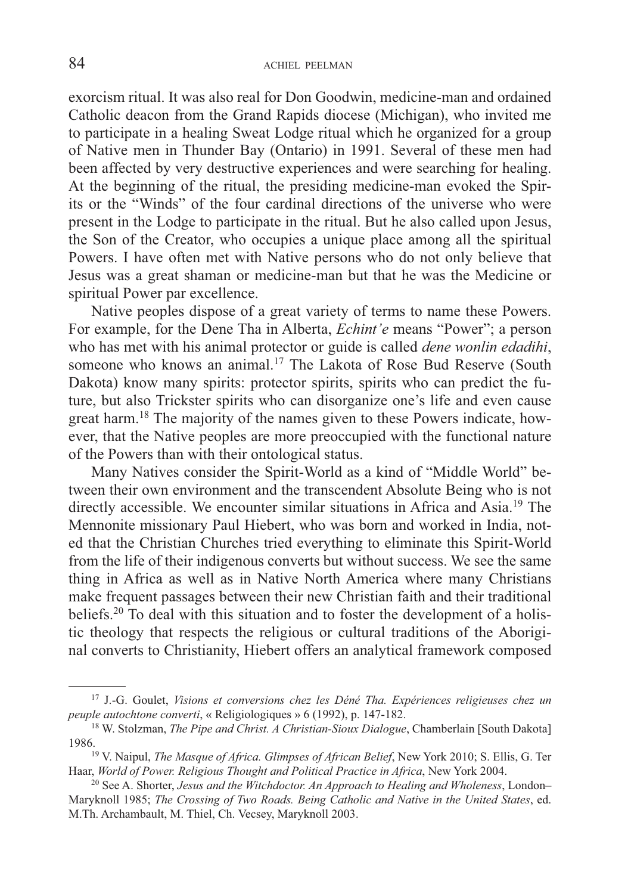exorcism ritual. It was also real for Don Goodwin, medicine-man and ordained Catholic deacon from the Grand Rapids diocese (Michigan), who invited me to participate in a healing Sweat Lodge ritual which he organized for a group of Native men in Thunder Bay (Ontario) in 1991. Several of these men had been affected by very destructive experiences and were searching for healing. At the beginning of the ritual, the presiding medicine-man evoked the Spirits or the "Winds" of the four cardinal directions of the universe who were present in the Lodge to participate in the ritual. But he also called upon Jesus, the Son of the Creator, who occupies a unique place among all the spiritual Powers. I have often met with Native persons who do not only believe that Jesus was a great shaman or medicine-man but that he was the Medicine or spiritual Power par excellence.

Native peoples dispose of a great variety of terms to name these Powers. For example, for the Dene Tha in Alberta, *Echint'e* means "Power"; a person who has met with his animal protector or guide is called *dene wonlin edadihi*, someone who knows an animal.[17] The Lakota of Rose Bud Reserve (South Dakota) know many spirits: protector spirits, spirits who can predict the future, but also Trickster spirits who can disorganize one's life and even cause great harm.[18] The majority of the names given to these Powers indicate, however, that the Native peoples are more preoccupied with the functional nature of the Powers than with their ontological status.

Many Natives consider the Spirit-World as a kind of "Middle World" between their own environment and the transcendent Absolute Being who is not directly accessible. We encounter similar situations in Africa and Asia.[19] The Mennonite missionary Paul Hiebert, who was born and worked in India, noted that the Christian Churches tried everything to eliminate this Spirit-World from the life of their indigenous converts but without success. We see the same thing in Africa as well as in Native North America where many Christians make frequent passages between their new Christian faith and their traditional beliefs.[20] To deal with this situation and to foster the development of a holistic theology that respects the religious or cultural traditions of the Aboriginal converts to Christianity, Hiebert offers an analytical framework composed

---

[17] J.-G. Goulet, *Visions et conversions chez les Déné Tha. Expériences religieuses chez un peuple autochtone converti*, « Religiologiques » 6 (1992), p. 147-182.

[18] W. Stolzman, *The Pipe and Christ. A Christian-Sioux Dialogue*, Chamberlain [South Dakota] 1986.

[19] V. Naipul, *The Masque of Africa. Glimpses of African Belief*, New York 2010; S. Ellis, G. Ter Haar, *World of Power. Religious Thought and Political Practice in Africa*, New York 2004.

[20] See A. Shorter, *Jesus and the Witchdoctor. An Approach to Healing and Wholeness*, London–Maryknoll 1985; *The Crossing of Two Roads. Being Catholic and Native in the United States*, ed. M.Th. Archambault, M. Thiel, Ch. Vecsey, Maryknoll 2003.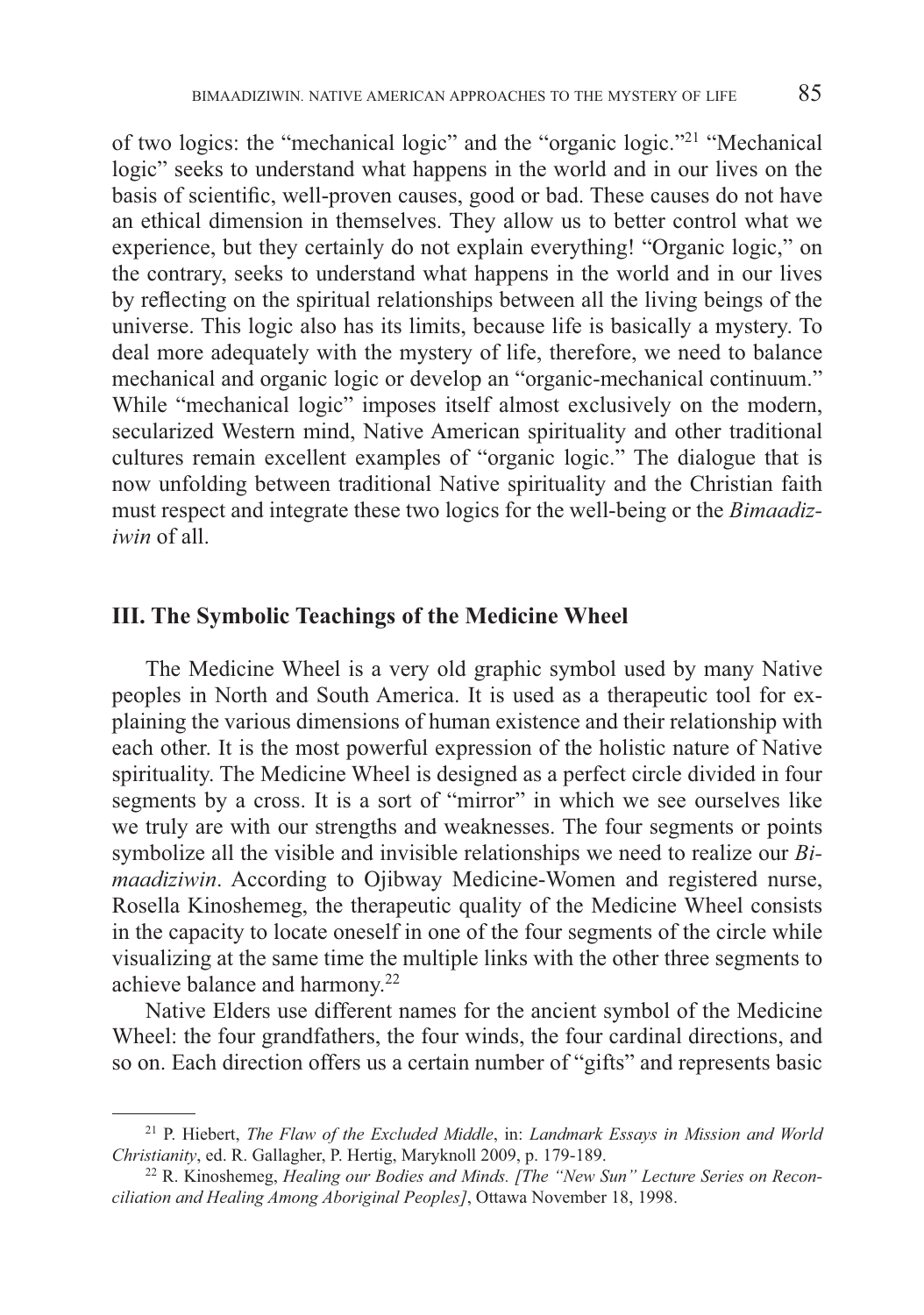of two logics: the "mechanical logic" and the "organic logic."[21] "Mechanical logic" seeks to understand what happens in the world and in our lives on the basis of scientific, well-proven causes, good or bad. These causes do not have an ethical dimension in themselves. They allow us to better control what we experience, but they certainly do not explain everything! "Organic logic," on the contrary, seeks to understand what happens in the world and in our lives by reflecting on the spiritual relationships between all the living beings of the universe. This logic also has its limits, because life is basically a mystery. To deal more adequately with the mystery of life, therefore, we need to balance mechanical and organic logic or develop an "organic-mechanical continuum." While "mechanical logic" imposes itself almost exclusively on the modern, secularized Western mind, Native American spirituality and other traditional cultures remain excellent examples of "organic logic." The dialogue that is now unfolding between traditional Native spirituality and the Christian faith must respect and integrate these two logics for the well-being or the *Bimaadiziwin* of all.

## III. The Symbolic Teachings of the Medicine Wheel

The Medicine Wheel is a very old graphic symbol used by many Native peoples in North and South America. It is used as a therapeutic tool for explaining the various dimensions of human existence and their relationship with each other. It is the most powerful expression of the holistic nature of Native spirituality. The Medicine Wheel is designed as a perfect circle divided in four segments by a cross. It is a sort of "mirror" in which we see ourselves like we truly are with our strengths and weaknesses. The four segments or points symbolize all the visible and invisible relationships we need to realize our *Bimaadiziwin*. According to Ojibway Medicine-Women and registered nurse, Rosella Kinoshemeg, the therapeutic quality of the Medicine Wheel consists in the capacity to locate oneself in one of the four segments of the circle while visualizing at the same time the multiple links with the other three segments to achieve balance and harmony.[22]

Native Elders use different names for the ancient symbol of the Medicine Wheel: the four grandfathers, the four winds, the four cardinal directions, and so on. Each direction offers us a certain number of "gifts" and represents basic

---

[21] P. Hiebert, *The Flaw of the Excluded Middle*, in: *Landmark Essays in Mission and World Christianity*, ed. R. Gallagher, P. Hertig, Maryknoll 2009, p. 179-189.

[22] R. Kinoshemeg, *Healing our Bodies and Minds. [The "New Sun" Lecture Series on Reconciliation and Healing Among Aboriginal Peoples]*, Ottawa November 18, 1998.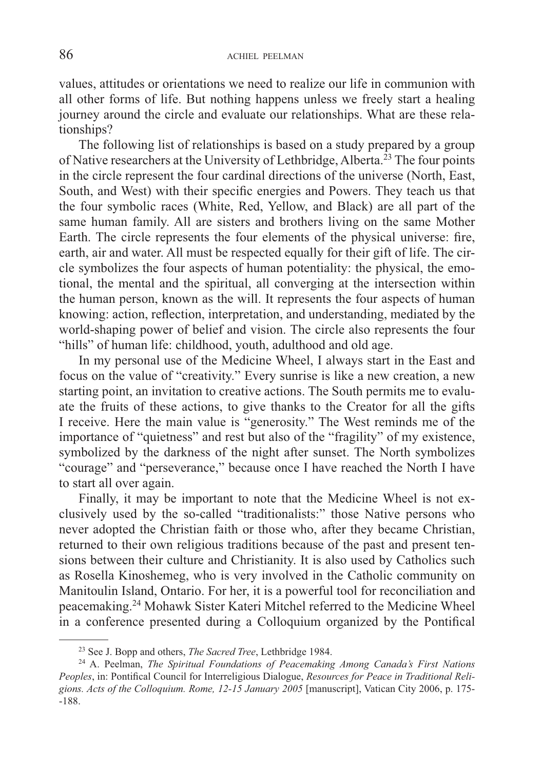values, attitudes or orientations we need to realize our life in communion with all other forms of life. But nothing happens unless we freely start a healing journey around the circle and evaluate our relationships. What are these relationships?

The following list of relationships is based on a study prepared by a group of Native researchers at the University of Lethbridge, Alberta.[23] The four points in the circle represent the four cardinal directions of the universe (North, East, South, and West) with their specific energies and Powers. They teach us that the four symbolic races (White, Red, Yellow, and Black) are all part of the same human family. All are sisters and brothers living on the same Mother Earth. The circle represents the four elements of the physical universe: fire, earth, air and water. All must be respected equally for their gift of life. The circle symbolizes the four aspects of human potentiality: the physical, the emotional, the mental and the spiritual, all converging at the intersection within the human person, known as the will. It represents the four aspects of human knowing: action, reflection, interpretation, and understanding, mediated by the world-shaping power of belief and vision. The circle also represents the four "hills" of human life: childhood, youth, adulthood and old age.

In my personal use of the Medicine Wheel, I always start in the East and focus on the value of "creativity." Every sunrise is like a new creation, a new starting point, an invitation to creative actions. The South permits me to evaluate the fruits of these actions, to give thanks to the Creator for all the gifts I receive. Here the main value is "generosity." The West reminds me of the importance of "quietness" and rest but also of the "fragility" of my existence, symbolized by the darkness of the night after sunset. The North symbolizes "courage" and "perseverance," because once I have reached the North I have to start all over again.

Finally, it may be important to note that the Medicine Wheel is not exclusively used by the so-called "traditionalists:" those Native persons who never adopted the Christian faith or those who, after they became Christian, returned to their own religious traditions because of the past and present tensions between their culture and Christianity. It is also used by Catholics such as Rosella Kinoshemeg, who is very involved in the Catholic community on Manitoulin Island, Ontario. For her, it is a powerful tool for reconciliation and peacemaking.[24] Mohawk Sister Kateri Mitchel referred to the Medicine Wheel in a conference presented during a Colloquium organized by the Pontifical

---

[23] See J. Bopp and others, *The Sacred Tree*, Lethbridge 1984.

[24] A. Peelman, *The Spiritual Foundations of Peacemaking Among Canada's First Nations Peoples*, in: Pontifical Council for Interreligious Dialogue, *Resources for Peace in Traditional Religions. Acts of the Colloquium. Rome, 12-15 January 2005* [manuscript], Vatican City 2006, p. 175--188.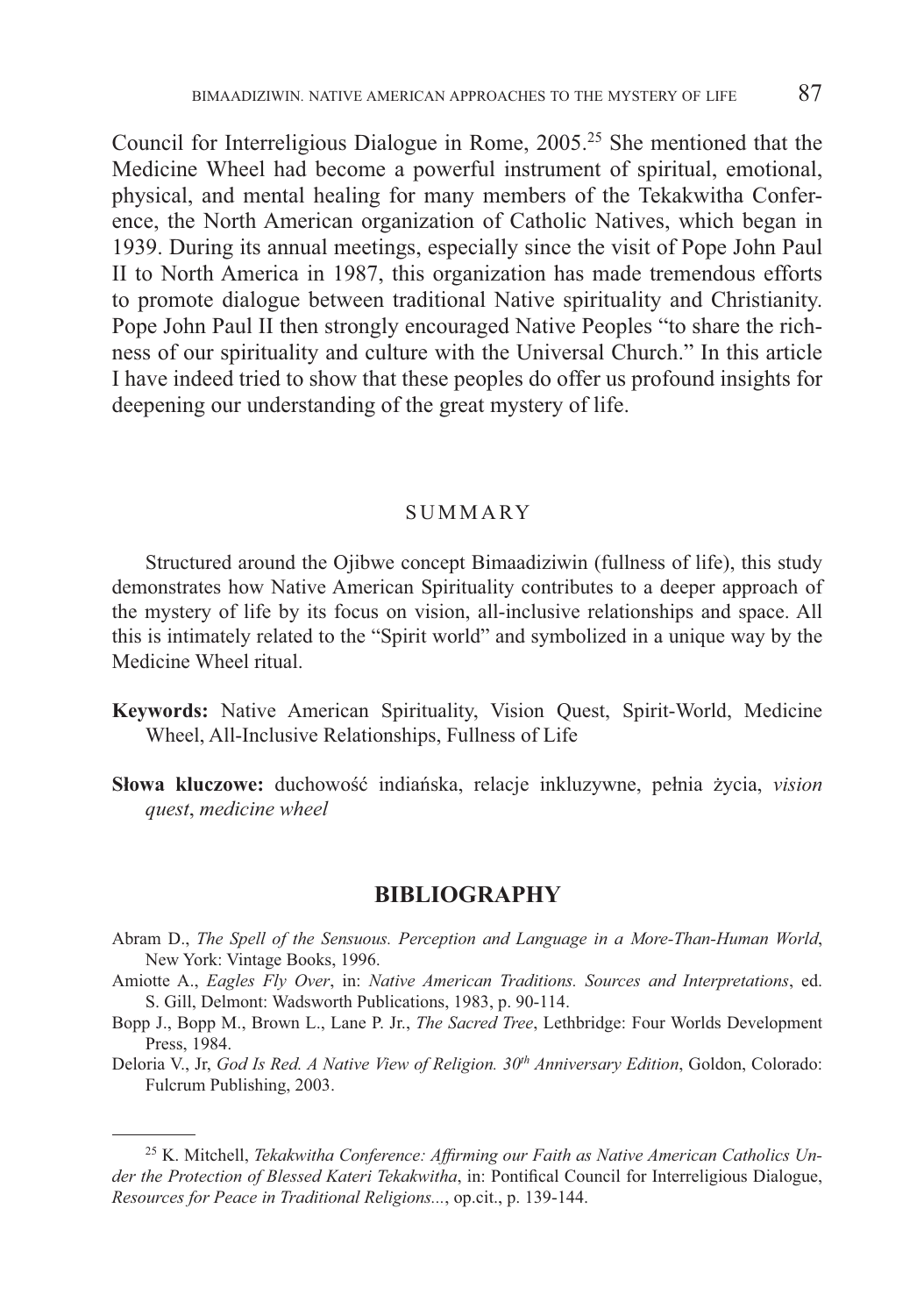Council for Interreligious Dialogue in Rome, 2005.[25] She mentioned that the Medicine Wheel had become a powerful instrument of spiritual, emotional, physical, and mental healing for many members of the Tekakwitha Conference, the North American organization of Catholic Natives, which began in 1939. During its annual meetings, especially since the visit of Pope John Paul II to North America in 1987, this organization has made tremendous efforts to promote dialogue between traditional Native spirituality and Christianity. Pope John Paul II then strongly encouraged Native Peoples "to share the richness of our spirituality and culture with the Universal Church." In this article I have indeed tried to show that these peoples do offer us profound insights for deepening our understanding of the great mystery of life.

## SUMMARY

Structured around the Ojibwe concept Bimaadiziwin (fullness of life), this study demonstrates how Native American Spirituality contributes to a deeper approach of the mystery of life by its focus on vision, all-inclusive relationships and space. All this is intimately related to the "Spirit world" and symbolized in a unique way by the Medicine Wheel ritual.

**Keywords:** Native American Spirituality, Vision Quest, Spirit-World, Medicine Wheel, All-Inclusive Relationships, Fullness of Life

**Słowa kluczowe:** duchowość indiańska, relacje inkluzywne, pełnia życia, *vision quest*, *medicine wheel*

## BIBLIOGRAPHY

Abram D., *The Spell of the Sensuous. Perception and Language in a More-Than-Human World*, New York: Vintage Books, 1996.

Amiotte A., *Eagles Fly Over*, in: *Native American Traditions. Sources and Interpretations*, ed. S. Gill, Delmont: Wadsworth Publications, 1983, p. 90-114.

Bopp J., Bopp M., Brown L., Lane P. Jr., *The Sacred Tree*, Lethbridge: Four Worlds Development Press, 1984.

Deloria V., Jr, *God Is Red. A Native View of Religion. 30th Anniversary Edition*, Goldon, Colorado: Fulcrum Publishing, 2003.

---

[25] K. Mitchell, *Tekakwitha Conference: Affirming our Faith as Native American Catholics Under the Protection of Blessed Kateri Tekakwitha*, in: Pontifical Council for Interreligious Dialogue, *Resources for Peace in Traditional Religions...*, op.cit., p. 139-144.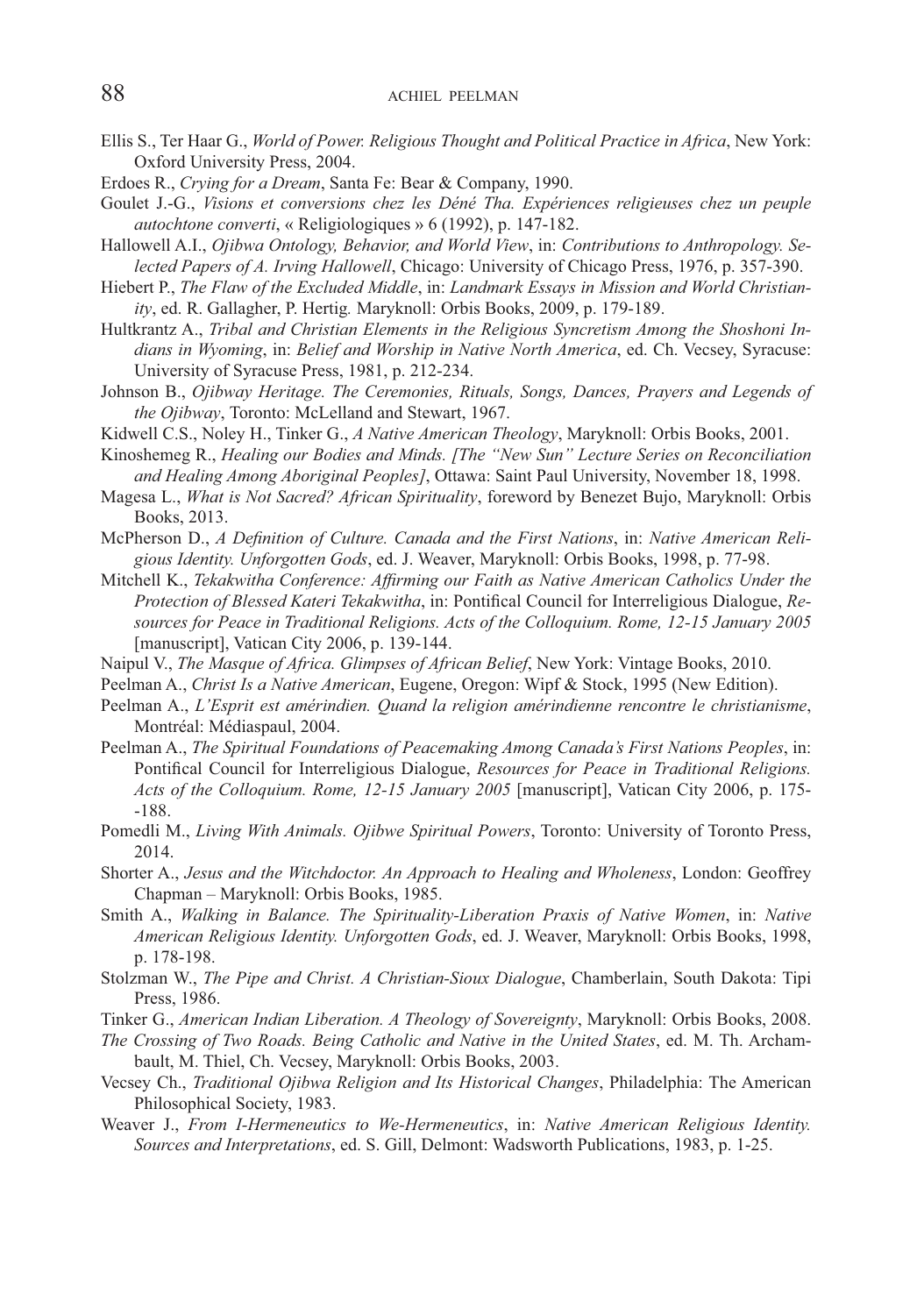Ellis S., Ter Haar G., *World of Power. Religious Thought and Political Practice in Africa*, New York: Oxford University Press, 2004.

Erdoes R., *Crying for a Dream*, Santa Fe: Bear & Company, 1990.

Goulet J.-G., *Visions et conversions chez les Déné Tha. Expériences religieuses chez un peuple autochtone converti*, « Religiologiques » 6 (1992), p. 147-182.

Hallowell A.I., *Ojibwa Ontology, Behavior, and World View*, in: *Contributions to Anthropology. Selected Papers of A. Irving Hallowell*, Chicago: University of Chicago Press, 1976, p. 357-390.

Hiebert P., *The Flaw of the Excluded Middle*, in: *Landmark Essays in Mission and World Christianity*, ed. R. Gallagher, P. Hertig*.* Maryknoll: Orbis Books, 2009, p. 179-189.

Hultkrantz A., *Tribal and Christian Elements in the Religious Syncretism Among the Shoshoni Indians in Wyoming*, in: *Belief and Worship in Native North America*, ed. Ch. Vecsey, Syracuse: University of Syracuse Press, 1981, p. 212-234.

Johnson B., *Ojibway Heritage. The Ceremonies, Rituals, Songs, Dances, Prayers and Legends of the Ojibway*, Toronto: McLelland and Stewart, 1967.

Kidwell C.S., Noley H., Tinker G., *A Native American Theology*, Maryknoll: Orbis Books, 2001.

Kinoshemeg R., *Healing our Bodies and Minds. [The "New Sun" Lecture Series on Reconciliation and Healing Among Aboriginal Peoples]*, Ottawa: Saint Paul University, November 18, 1998.

Magesa L., *What is Not Sacred? African Spirituality*, foreword by Benezet Bujo, Maryknoll: Orbis Books, 2013.

McPherson D., *A Definition of Culture. Canada and the First Nations*, in: *Native American Religious Identity. Unforgotten Gods*, ed. J. Weaver, Maryknoll: Orbis Books, 1998, p. 77-98.

Mitchell K., *Tekakwitha Conference: Affirming our Faith as Native American Catholics Under the Protection of Blessed Kateri Tekakwitha*, in: Pontifical Council for Interreligious Dialogue, *Resources for Peace in Traditional Religions. Acts of the Colloquium. Rome, 12-15 January 2005* [manuscript], Vatican City 2006, p. 139-144.

Naipul V., *The Masque of Africa. Glimpses of African Belief*, New York: Vintage Books, 2010.

Peelman A., *Christ Is a Native American*, Eugene, Oregon: Wipf & Stock, 1995 (New Edition).

Peelman A., *L'Esprit est amérindien. Quand la religion amérindienne rencontre le christianisme*, Montréal: Médiaspaul, 2004.

Peelman A., *The Spiritual Foundations of Peacemaking Among Canada's First Nations Peoples*, in: Pontifical Council for Interreligious Dialogue, *Resources for Peace in Traditional Religions. Acts of the Colloquium. Rome, 12-15 January 2005* [manuscript], Vatican City 2006, p. 175--188.

Pomedli M., *Living With Animals. Ojibwe Spiritual Powers*, Toronto: University of Toronto Press, 2014.

Shorter A., *Jesus and the Witchdoctor. An Approach to Healing and Wholeness*, London: Geoffrey Chapman – Maryknoll: Orbis Books, 1985.

Smith A., *Walking in Balance. The Spirituality-Liberation Praxis of Native Women*, in: *Native American Religious Identity. Unforgotten Gods*, ed. J. Weaver, Maryknoll: Orbis Books, 1998, p. 178-198.

Stolzman W., *The Pipe and Christ. A Christian-Sioux Dialogue*, Chamberlain, South Dakota: Tipi Press, 1986.

Tinker G., *American Indian Liberation. A Theology of Sovereignty*, Maryknoll: Orbis Books, 2008.

*The Crossing of Two Roads. Being Catholic and Native in the United States*, ed. M. Th. Archambault, M. Thiel, Ch. Vecsey, Maryknoll: Orbis Books, 2003.

Vecsey Ch., *Traditional Ojibwa Religion and Its Historical Changes*, Philadelphia: The American Philosophical Society, 1983.

Weaver J., *From I-Hermeneutics to We-Hermeneutics*, in: *Native American Religious Identity. Sources and Interpretations*, ed. S. Gill, Delmont: Wadsworth Publications, 1983, p. 1-25.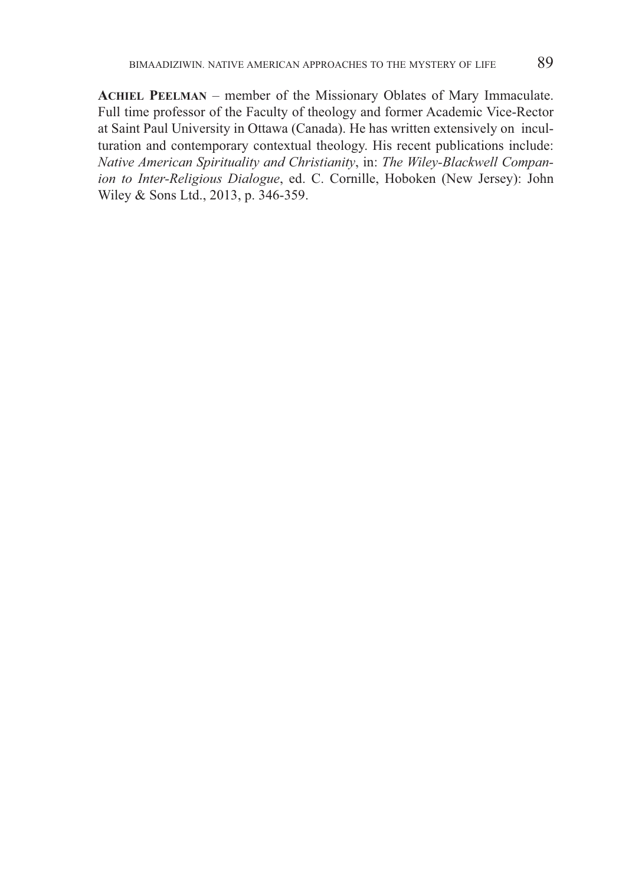**Achiel Peelman** – member of the Missionary Oblates of Mary Immaculate. Full time professor of the Faculty of theology and former Academic Vice-Rector at Saint Paul University in Ottawa (Canada). He has written extensively on inculturation and contemporary contextual theology. His recent publications include: *Native American Spirituality and Christianity*, in: *The Wiley-Blackwell Companion to Inter-Religious Dialogue*, ed. C. Cornille, Hoboken (New Jersey): John Wiley & Sons Ltd., 2013, p. 346-359.